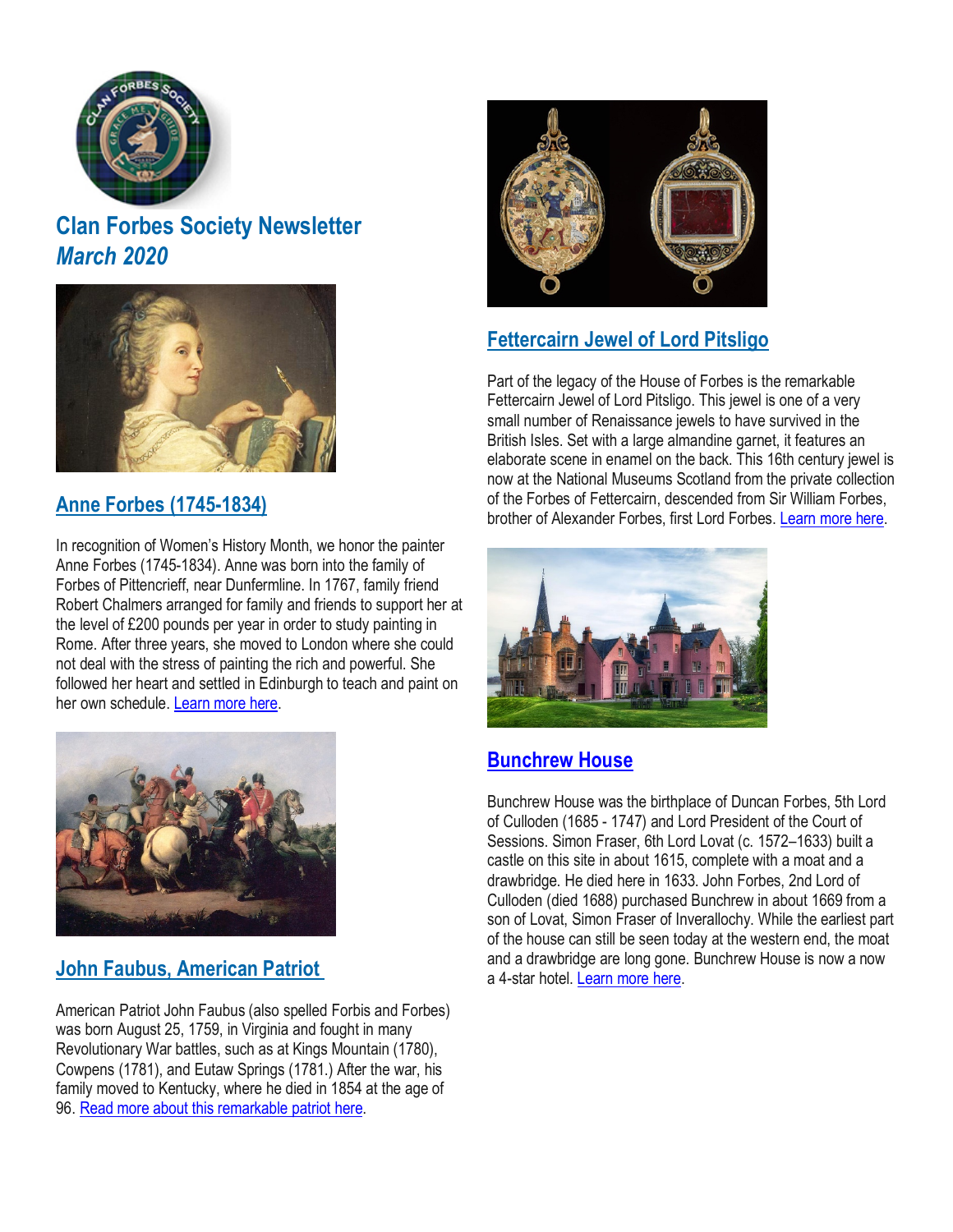# Clan Forbes Society Newsletter
## *March 2020*

## Anne Forbes (1745-1834)

In recognition of Women's History Month, we honor the painter Anne Forbes (1745-1834). Anne was born into the family of Forbes of Pittencrieff, near Dunfermline. In 1767, family friend Robert Chalmers arranged for family and friends to support her at the level of £200 pounds per year in order to study painting in Rome. After three years, she moved to London where she could not deal with the stress of painting the rich and powerful. She followed her heart and settled in Edinburgh to teach and paint on her own schedule. Learn more here.

## John Faubus, American Patriot

American Patriot John Faubus (also spelled Forbis and Forbes) was born August 25, 1759, in Virginia and fought in many Revolutionary War battles, such as at Kings Mountain (1780), Cowpens (1781), and Eutaw Springs (1781.) After the war, his family moved to Kentucky, where he died in 1854 at the age of 96. Read more about this remarkable patriot here.

## Fettercairn Jewel of Lord Pitsligo

Part of the legacy of the House of Forbes is the remarkable Fettercairn Jewel of Lord Pitsligo. This jewel is one of a very small number of Renaissance jewels to have survived in the British Isles. Set with a large almandine garnet, it features an elaborate scene in enamel on the back. This 16th century jewel is now at the National Museums Scotland from the private collection of the Forbes of Fettercairn, descended from Sir William Forbes, brother of Alexander Forbes, first Lord Forbes. Learn more here.

## Bunchrew House

Bunchrew House was the birthplace of Duncan Forbes, 5th Lord of Culloden (1685 - 1747) and Lord President of the Court of Sessions. Simon Fraser, 6th Lord Lovat (c. 1572–1633) built a castle on this site in about 1615, complete with a moat and a drawbridge. He died here in 1633. John Forbes, 2nd Lord of Culloden (died 1688) purchased Bunchrew in about 1669 from a son of Lovat, Simon Fraser of Inverallochy. While the earliest part of the house can still be seen today at the western end, the moat and a drawbridge are long gone. Bunchrew House is now a now a 4-star hotel. Learn more here.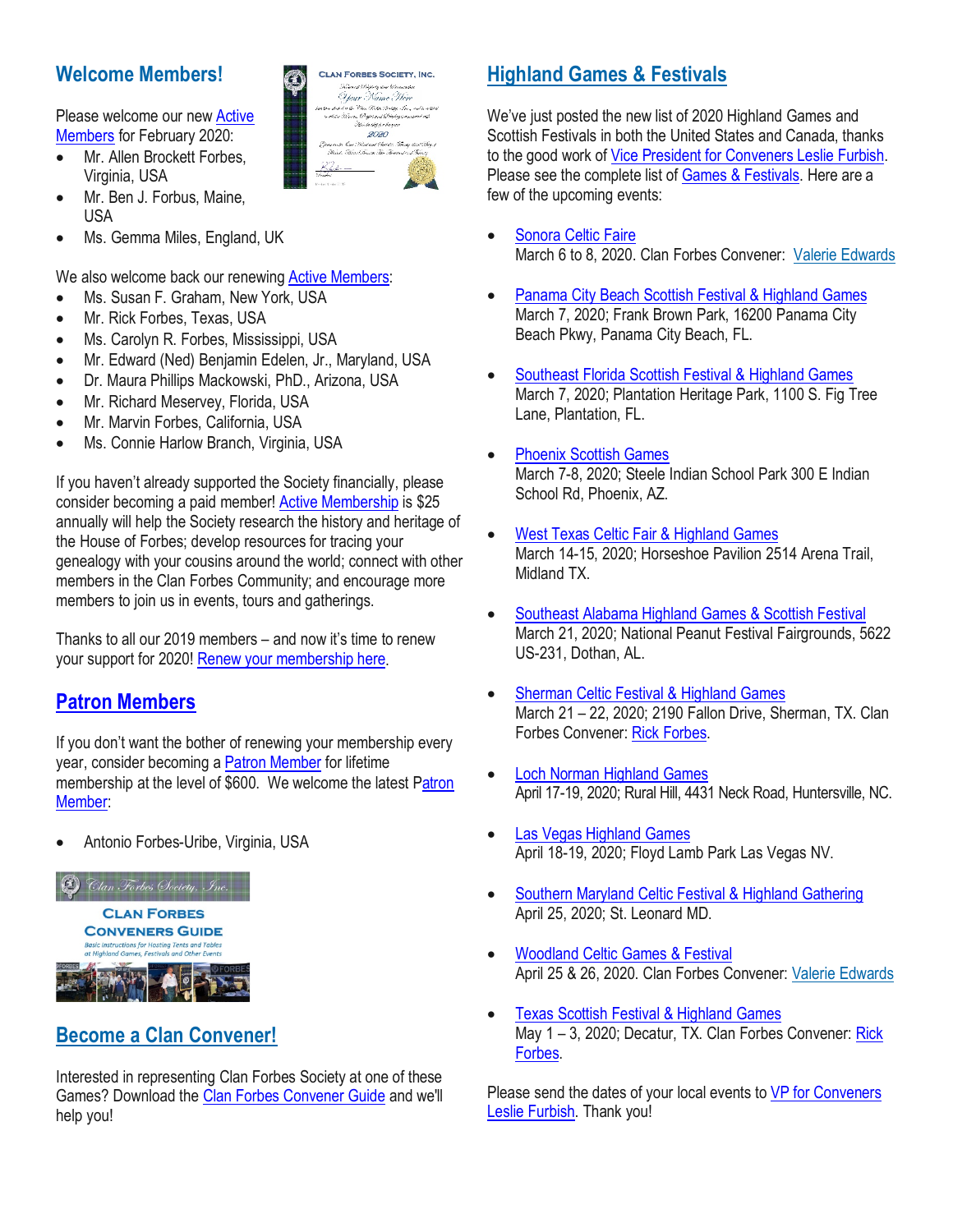## Welcome Members!

Please welcome our new Active Members for February 2020:

- Mr. Allen Brockett Forbes, Virginia, USA
- Mr. Ben J. Forbus, Maine, USA
- Ms. Gemma Miles, England, UK

We also welcome back our renewing Active Members:

- Ms. Susan F. Graham, New York, USA
- Mr. Rick Forbes, Texas, USA
- Ms. Carolyn R. Forbes, Mississippi, USA
- Mr. Edward (Ned) Benjamin Edelen, Jr., Maryland, USA
- Dr. Maura Phillips Mackowski, PhD., Arizona, USA
- Mr. Richard Meservey, Florida, USA
- Mr. Marvin Forbes, California, USA
- Ms. Connie Harlow Branch, Virginia, USA

If you haven't already supported the Society financially, please consider becoming a paid member! Active Membership is $25 annually will help the Society research the history and heritage of the House of Forbes; develop resources for tracing your genealogy with your cousins around the world; connect with other members in the Clan Forbes Community; and encourage more members to join us in events, tours and gatherings.

Thanks to all our 2019 members – and now it's time to renew your support for 2020! Renew your membership here.

## Patron Members

If you don't want the bother of renewing your membership every year, consider becoming a Patron Member for lifetime membership at the level of $600. We welcome the latest Patron Member:

- Antonio Forbes-Uribe, Virginia, USA

## Become a Clan Convener!

Interested in representing Clan Forbes Society at one of these Games? Download the Clan Forbes Convener Guide and we'll help you!

## Highland Games & Festivals

We've just posted the new list of 2020 Highland Games and Scottish Festivals in both the United States and Canada, thanks to the good work of Vice President for Conveners Leslie Furbish. Please see the complete list of Games & Festivals. Here are a few of the upcoming events:

- Sonora Celtic Faire
  March 6 to 8, 2020. Clan Forbes Convener: Valerie Edwards
- Panama City Beach Scottish Festival & Highland Games
  March 7, 2020; Frank Brown Park, 16200 Panama City Beach Pkwy, Panama City Beach, FL.
- Southeast Florida Scottish Festival & Highland Games
  March 7, 2020; Plantation Heritage Park, 1100 S. Fig Tree Lane, Plantation, FL.
- Phoenix Scottish Games
  March 7-8, 2020; Steele Indian School Park 300 E Indian School Rd, Phoenix, AZ.
- West Texas Celtic Fair & Highland Games
  March 14-15, 2020; Horseshoe Pavilion 2514 Arena Trail, Midland TX.
- Southeast Alabama Highland Games & Scottish Festival
  March 21, 2020; National Peanut Festival Fairgrounds, 5622 US-231, Dothan, AL.
- Sherman Celtic Festival & Highland Games
  March 21 – 22, 2020; 2190 Fallon Drive, Sherman, TX. Clan Forbes Convener: Rick Forbes.
- Loch Norman Highland Games
  April 17-19, 2020; Rural Hill, 4431 Neck Road, Huntersville, NC.
- Las Vegas Highland Games
  April 18-19, 2020; Floyd Lamb Park Las Vegas NV.
- Southern Maryland Celtic Festival & Highland Gathering
  April 25, 2020; St. Leonard MD.
- Woodland Celtic Games & Festival
  April 25 & 26, 2020. Clan Forbes Convener: Valerie Edwards
- Texas Scottish Festival & Highland Games
  May 1 – 3, 2020; Decatur, TX. Clan Forbes Convener: Rick Forbes.

Please send the dates of your local events to VP for Conveners Leslie Furbish. Thank you!